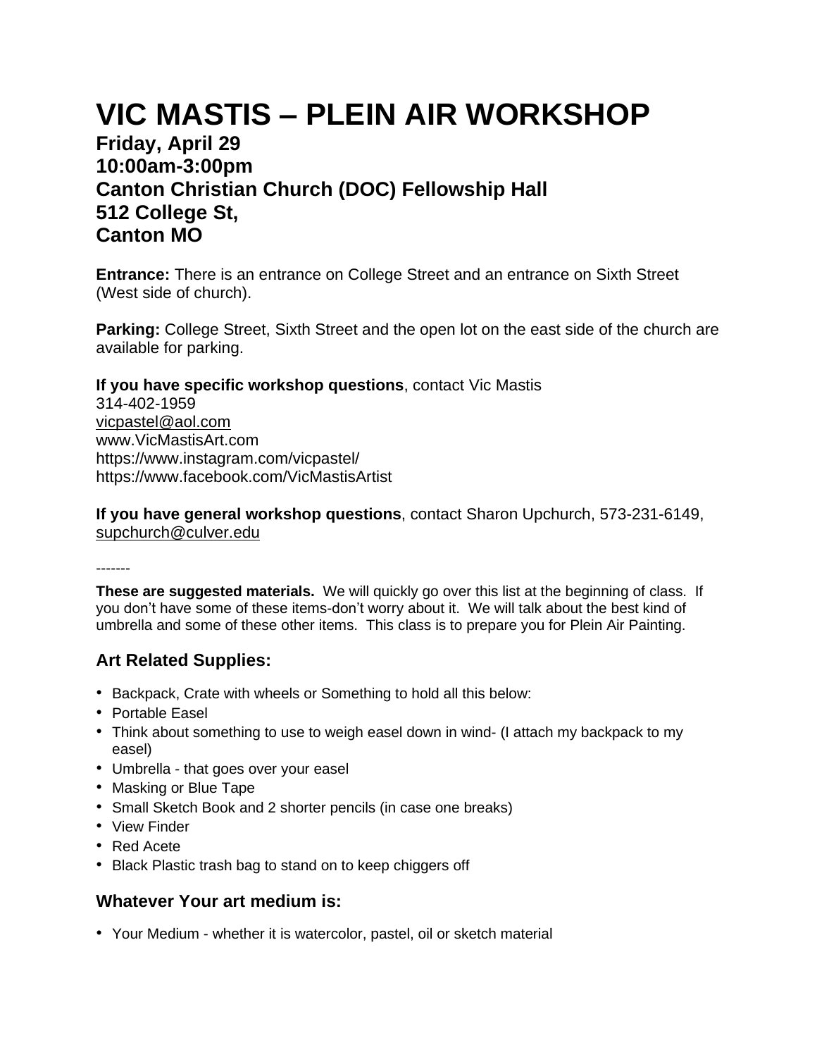# VIC MASTIS – PLEIN AIR WORKSHOP

**Friday, April 29**
**10:00am-3:00pm**
**Canton Christian Church (DOC) Fellowship Hall**
**512 College St,**
**Canton MO**

**Entrance:** There is an entrance on College Street and an entrance on Sixth Street (West side of church).

**Parking:** College Street, Sixth Street and the open lot on the east side of the church are available for parking.

**If you have specific workshop questions**, contact Vic Mastis
314-402-1959
vicpastel@aol.com
www.VicMastisArt.com
https://www.instagram.com/vicpastel/
https://www.facebook.com/VicMastisArtist

**If you have general workshop questions**, contact Sharon Upchurch, 573-231-6149, supchurch@culver.edu

-------

**These are suggested materials.** We will quickly go over this list at the beginning of class. If you don't have some of these items-don't worry about it. We will talk about the best kind of umbrella and some of these other items. This class is to prepare you for Plein Air Painting.

### Art Related Supplies:

- Backpack, Crate with wheels or Something to hold all this below:
- Portable Easel
- Think about something to use to weigh easel down in wind- (I attach my backpack to my easel)
- Umbrella - that goes over your easel
- Masking or Blue Tape
- Small Sketch Book and 2 shorter pencils (in case one breaks)
- View Finder
- Red Acete
- Black Plastic trash bag to stand on to keep chiggers off

### Whatever Your art medium is:

- Your Medium - whether it is watercolor, pastel, oil or sketch material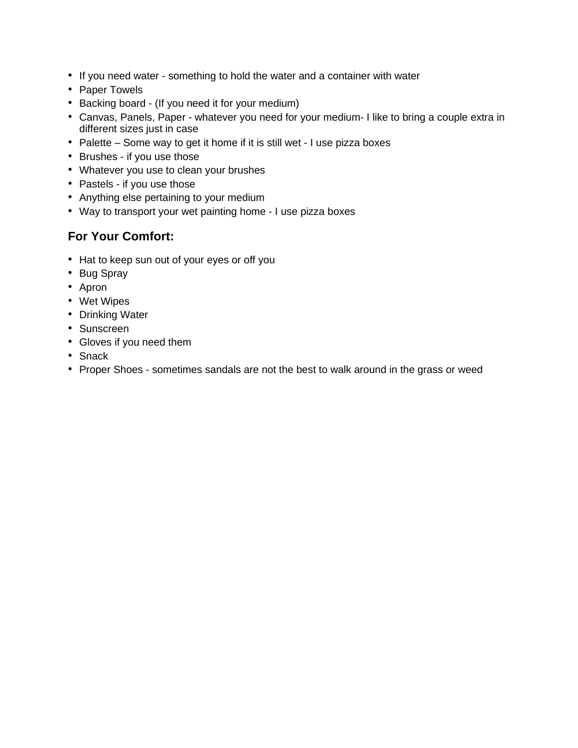- If you need water - something to hold the water and a container with water
- Paper Towels
- Backing board - (If you need it for your medium)
- Canvas, Panels, Paper - whatever you need for your medium- I like to bring a couple extra in different sizes just in case
- Palette – Some way to get it home if it is still wet - I use pizza boxes
- Brushes - if you use those
- Whatever you use to clean your brushes
- Pastels - if you use those
- Anything else pertaining to your medium
- Way to transport your wet painting home - I use pizza boxes

### For Your Comfort:

- Hat to keep sun out of your eyes or off you
- Bug Spray
- Apron
- Wet Wipes
- Drinking Water
- Sunscreen
- Gloves if you need them
- Snack
- Proper Shoes - sometimes sandals are not the best to walk around in the grass or weed